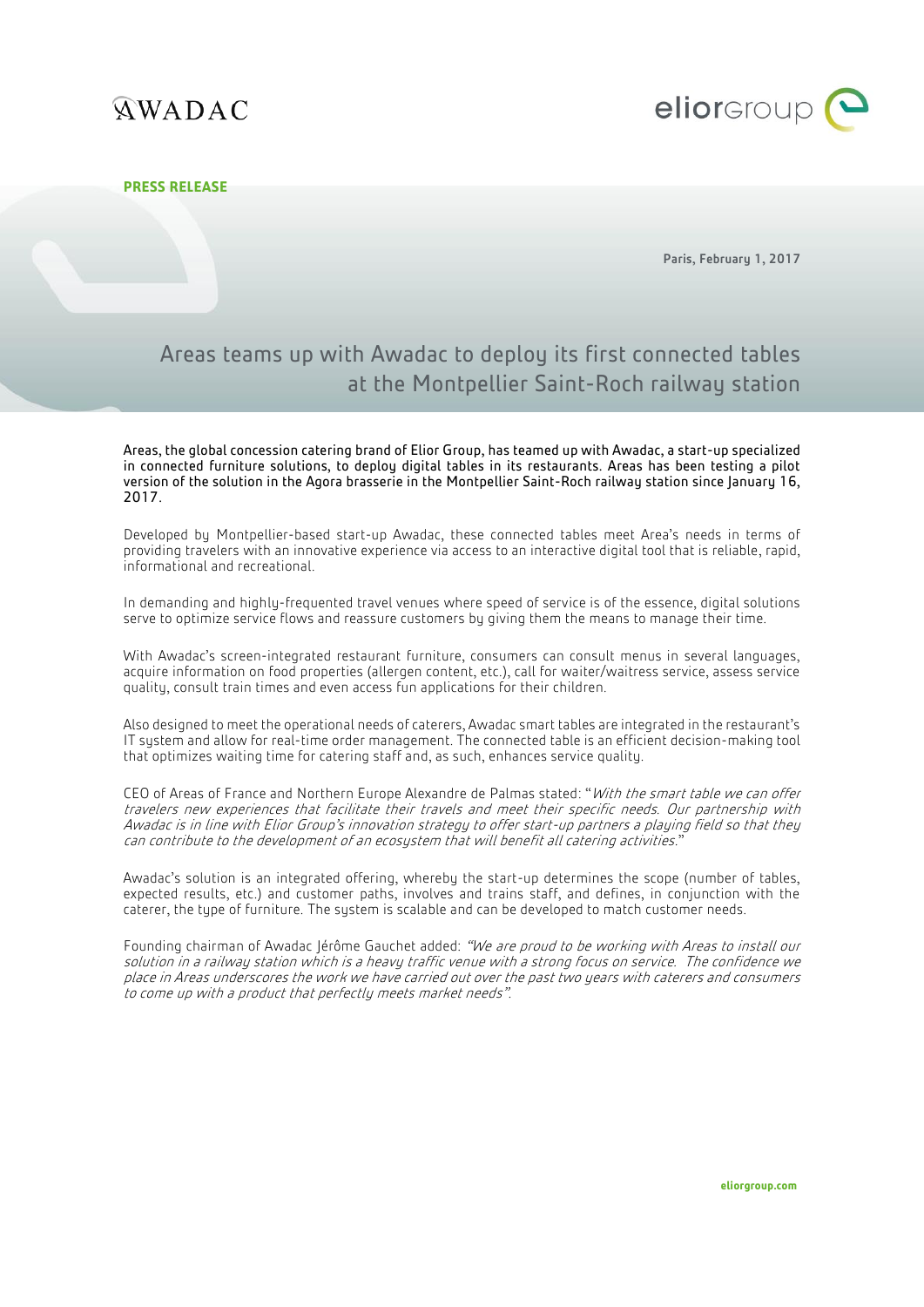**PRESS RELEASE**

Paris, February 1, 2017

# Areas teams up with Awadac to deploy its first connected tables at the Montpellier Saint-Roch railway station

Areas, the global concession catering brand of Elior Group, has teamed up with Awadac, a start-up specialized in connected furniture solutions, to deploy digital tables in its restaurants. Areas has been testing a pilot version of the solution in the Agora brasserie in the Montpellier Saint-Roch railway station since January 16, 2017.

Developed by Montpellier-based start-up Awadac, these connected tables meet Area's needs in terms of providing travelers with an innovative experience via access to an interactive digital tool that is reliable, rapid, informational and recreational.

In demanding and highly-frequented travel venues where speed of service is of the essence, digital solutions serve to optimize service flows and reassure customers by giving them the means to manage their time.

With Awadac's screen-integrated restaurant furniture, consumers can consult menus in several languages, acquire information on food properties (allergen content, etc.), call for waiter/waitress service, assess service quality, consult train times and even access fun applications for their children.

Also designed to meet the operational needs of caterers, Awadac smart tables are integrated in the restaurant's IT system and allow for real-time order management. The connected table is an efficient decision-making tool that optimizes waiting time for catering staff and, as such, enhances service quality.

CEO of Areas of France and Northern Europe Alexandre de Palmas stated: "*With the smart table we can offer travelers new experiences that facilitate their travels and meet their specific needs. Our partnership with Awadac is in line with Elior Group's innovation strategy to offer start-up partners a playing field so that they can contribute to the development of an ecosystem that will benefit all catering activities.*"

Awadac's solution is an integrated offering, whereby the start-up determines the scope (number of tables, expected results, etc.) and customer paths, involves and trains staff, and defines, in conjunction with the caterer, the type of furniture. The system is scalable and can be developed to match customer needs.

Founding chairman of Awadac Jérôme Gauchet added: *"We are proud to be working with Areas to install our solution in a railway station which is a heavy traffic venue with a strong focus on service. The confidence we place in Areas underscores the work we have carried out over the past two years with caterers and consumers to come up with a product that perfectly meets market needs".*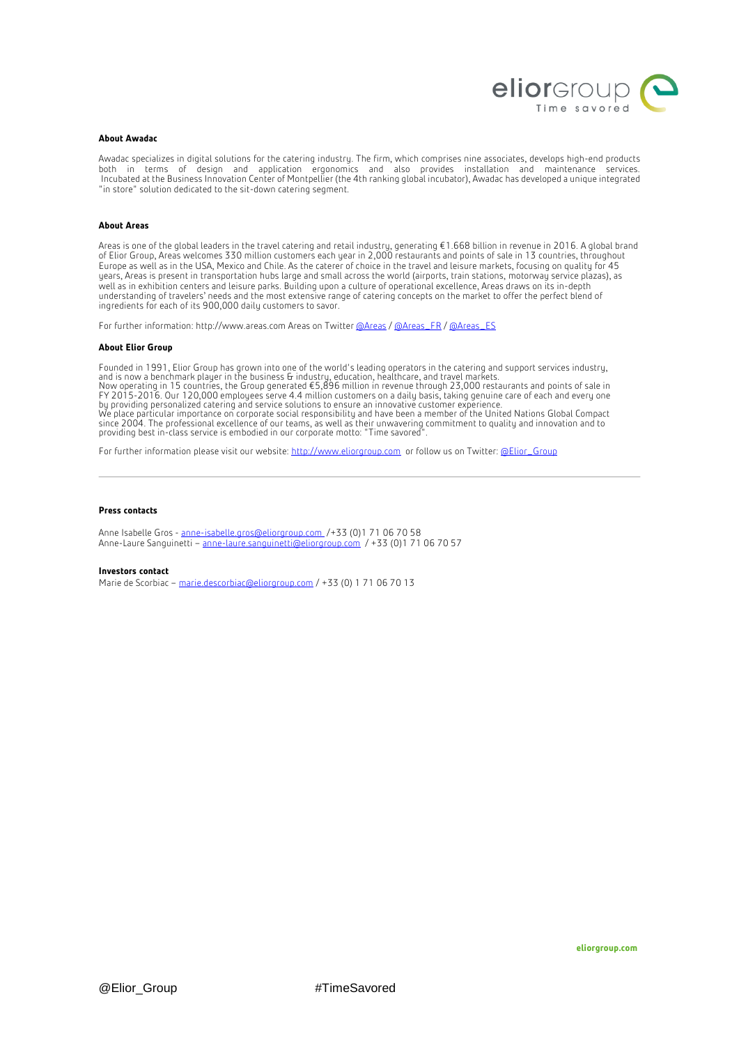**About Awadac**

Awadac specializes in digital solutions for the catering industry. The firm, which comprises nine associates, develops high-end products both in terms of design and application ergonomics and also provides installation and maintenance services. Incubated at the Business Innovation Center of Montpellier (the 4th ranking global incubator), Awadac has developed a unique integrated "in store" solution dedicated to the sit-down catering segment.

**About Areas**

Areas is one of the global leaders in the travel catering and retail industry, generating €1.668 billion in revenue in 2016. A global brand of Elior Group, Areas welcomes 330 million customers each year in 2,000 restaurants and points of sale in 13 countries, throughout Europe as well as in the USA, Mexico and Chile. As the caterer of choice in the travel and leisure markets, focusing on quality for 45 years, Areas is present in transportation hubs large and small across the world (airports, train stations, motorway service plazas), as well as in exhibition centers and leisure parks. Building upon a culture of operational excellence, Areas draws on its in-depth understanding of travelers' needs and the most extensive range of catering concepts on the market to offer the perfect blend of ingredients for each of its 900,000 daily customers to savor.

For further information: http://www.areas.com Areas on Twitter @Areas / @Areas_FR / @Areas_ES

**About Elior Group**

Founded in 1991, Elior Group has grown into one of the world's leading operators in the catering and support services industry, and is now a benchmark player in the business & industry, education, healthcare, and travel markets.
Now operating in 15 countries, the Group generated €5,896 million in revenue through 23,000 restaurants and points of sale in FY 2015-2016. Our 120,000 employees serve 4.4 million customers on a daily basis, taking genuine care of each and every one by providing personalized catering and service solutions to ensure an innovative customer experience.
We place particular importance on corporate social responsibility and have been a member of the United Nations Global Compact since 2004. The professional excellence of our teams, as well as their unwavering commitment to quality and innovation and to providing best in-class service is embodied in our corporate motto: "Time savored".

For further information please visit our website: http://www.eliorgroup.com or follow us on Twitter: @Elior_Group

---

**Press contacts**

Anne Isabelle Gros - anne-isabelle.gros@eliorgroup.com /+33 (0)1 71 06 70 58
Anne-Laure Sanguinetti – anne-laure.sanguinetti@eliorgroup.com / +33 (0)1 71 06 70 57

**Investors contact**
Marie de Scorbiac – marie.descorbiac@eliorgroup.com / +33 (0) 1 71 06 70 13